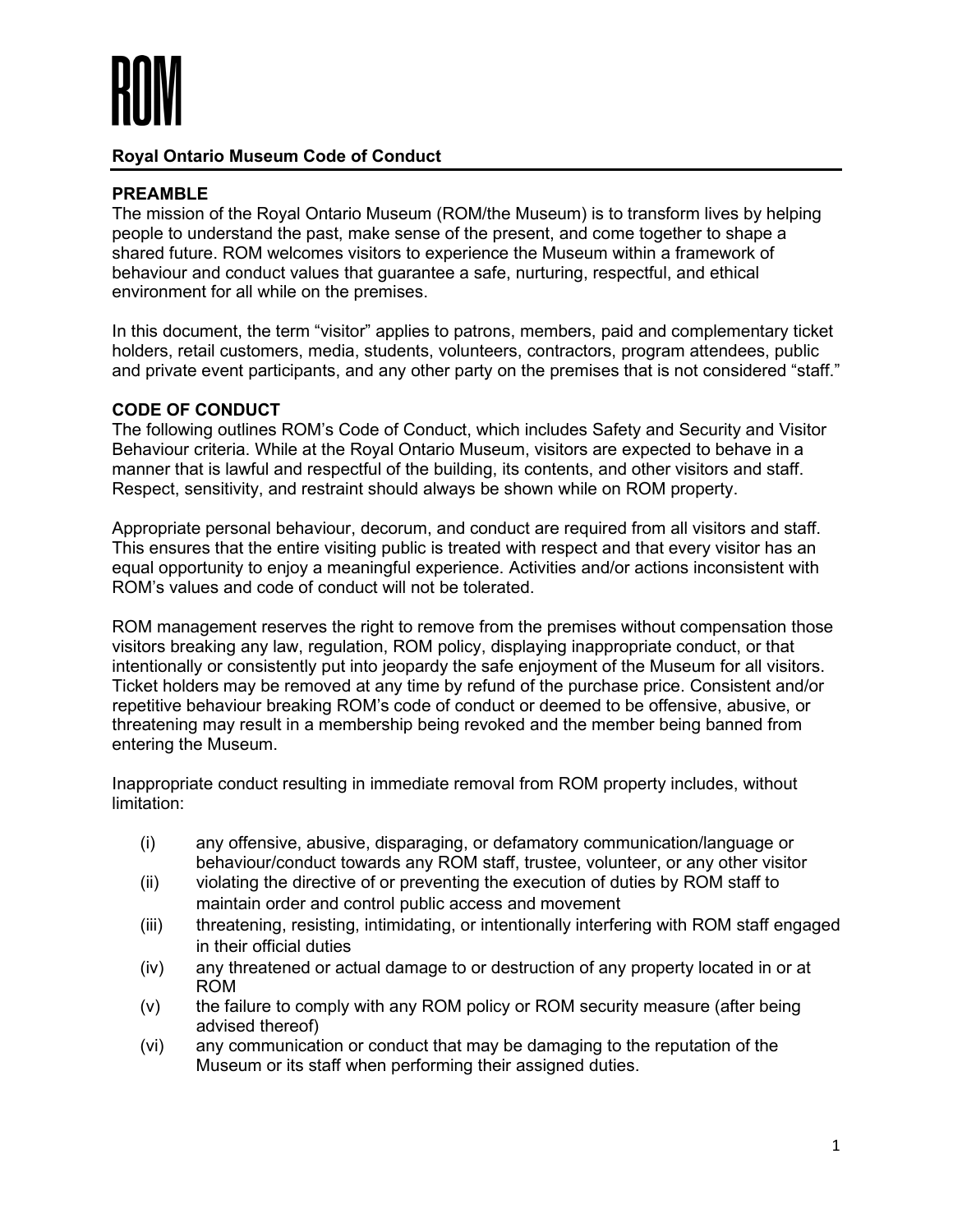# ROM

## Royal Ontario Museum Code of Conduct

### PREAMBLE

The mission of the Royal Ontario Museum (ROM/the Museum) is to transform lives by helping people to understand the past, make sense of the present, and come together to shape a shared future. ROM welcomes visitors to experience the Museum within a framework of behaviour and conduct values that guarantee a safe, nurturing, respectful, and ethical environment for all while on the premises.

In this document, the term "visitor" applies to patrons, members, paid and complementary ticket holders, retail customers, media, students, volunteers, contractors, program attendees, public and private event participants, and any other party on the premises that is not considered "staff."

### CODE OF CONDUCT

The following outlines ROM's Code of Conduct, which includes Safety and Security and Visitor Behaviour criteria. While at the Royal Ontario Museum, visitors are expected to behave in a manner that is lawful and respectful of the building, its contents, and other visitors and staff. Respect, sensitivity, and restraint should always be shown while on ROM property.

Appropriate personal behaviour, decorum, and conduct are required from all visitors and staff. This ensures that the entire visiting public is treated with respect and that every visitor has an equal opportunity to enjoy a meaningful experience. Activities and/or actions inconsistent with ROM's values and code of conduct will not be tolerated.

ROM management reserves the right to remove from the premises without compensation those visitors breaking any law, regulation, ROM policy, displaying inappropriate conduct, or that intentionally or consistently put into jeopardy the safe enjoyment of the Museum for all visitors. Ticket holders may be removed at any time by refund of the purchase price. Consistent and/or repetitive behaviour breaking ROM's code of conduct or deemed to be offensive, abusive, or threatening may result in a membership being revoked and the member being banned from entering the Museum.

Inappropriate conduct resulting in immediate removal from ROM property includes, without limitation:

- (i) any offensive, abusive, disparaging, or defamatory communication/language or behaviour/conduct towards any ROM staff, trustee, volunteer, or any other visitor
- (ii) violating the directive of or preventing the execution of duties by ROM staff to maintain order and control public access and movement
- (iii) threatening, resisting, intimidating, or intentionally interfering with ROM staff engaged in their official duties
- (iv) any threatened or actual damage to or destruction of any property located in or at ROM
- (v) the failure to comply with any ROM policy or ROM security measure (after being advised thereof)
- (vi) any communication or conduct that may be damaging to the reputation of the Museum or its staff when performing their assigned duties.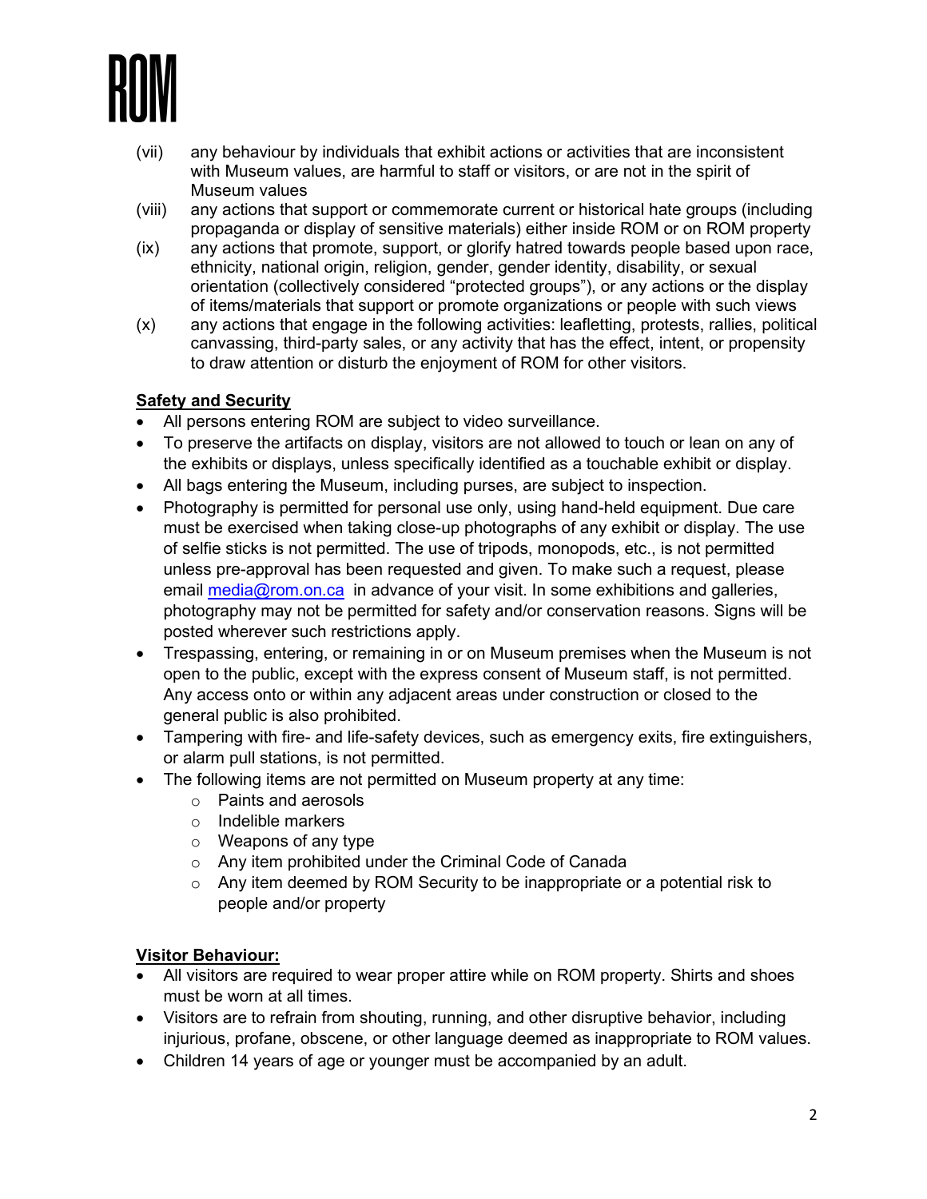(vii) any behaviour by individuals that exhibit actions or activities that are inconsistent with Museum values, are harmful to staff or visitors, or are not in the spirit of Museum values

(viii) any actions that support or commemorate current or historical hate groups (including propaganda or display of sensitive materials) either inside ROM or on ROM property

(ix) any actions that promote, support, or glorify hatred towards people based upon race, ethnicity, national origin, religion, gender, gender identity, disability, or sexual orientation (collectively considered "protected groups"), or any actions or the display of items/materials that support or promote organizations or people with such views

(x) any actions that engage in the following activities: leafletting, protests, rallies, political canvassing, third-party sales, or any activity that has the effect, intent, or propensity to draw attention or disturb the enjoyment of ROM for other visitors.

**Safety and Security**

- All persons entering ROM are subject to video surveillance.
- To preserve the artifacts on display, visitors are not allowed to touch or lean on any of the exhibits or displays, unless specifically identified as a touchable exhibit or display.
- All bags entering the Museum, including purses, are subject to inspection.
- Photography is permitted for personal use only, using hand-held equipment. Due care must be exercised when taking close-up photographs of any exhibit or display. The use of selfie sticks is not permitted. The use of tripods, monopods, etc., is not permitted unless pre-approval has been requested and given. To make such a request, please email media@rom.on.ca in advance of your visit. In some exhibitions and galleries, photography may not be permitted for safety and/or conservation reasons. Signs will be posted wherever such restrictions apply.
- Trespassing, entering, or remaining in or on Museum premises when the Museum is not open to the public, except with the express consent of Museum staff, is not permitted. Any access onto or within any adjacent areas under construction or closed to the general public is also prohibited.
- Tampering with fire- and life-safety devices, such as emergency exits, fire extinguishers, or alarm pull stations, is not permitted.
- The following items are not permitted on Museum property at any time:
  - Paints and aerosols
  - Indelible markers
  - Weapons of any type
  - Any item prohibited under the Criminal Code of Canada
  - Any item deemed by ROM Security to be inappropriate or a potential risk to people and/or property

**Visitor Behaviour:**

- All visitors are required to wear proper attire while on ROM property. Shirts and shoes must be worn at all times.
- Visitors are to refrain from shouting, running, and other disruptive behavior, including injurious, profane, obscene, or other language deemed as inappropriate to ROM values.
- Children 14 years of age or younger must be accompanied by an adult.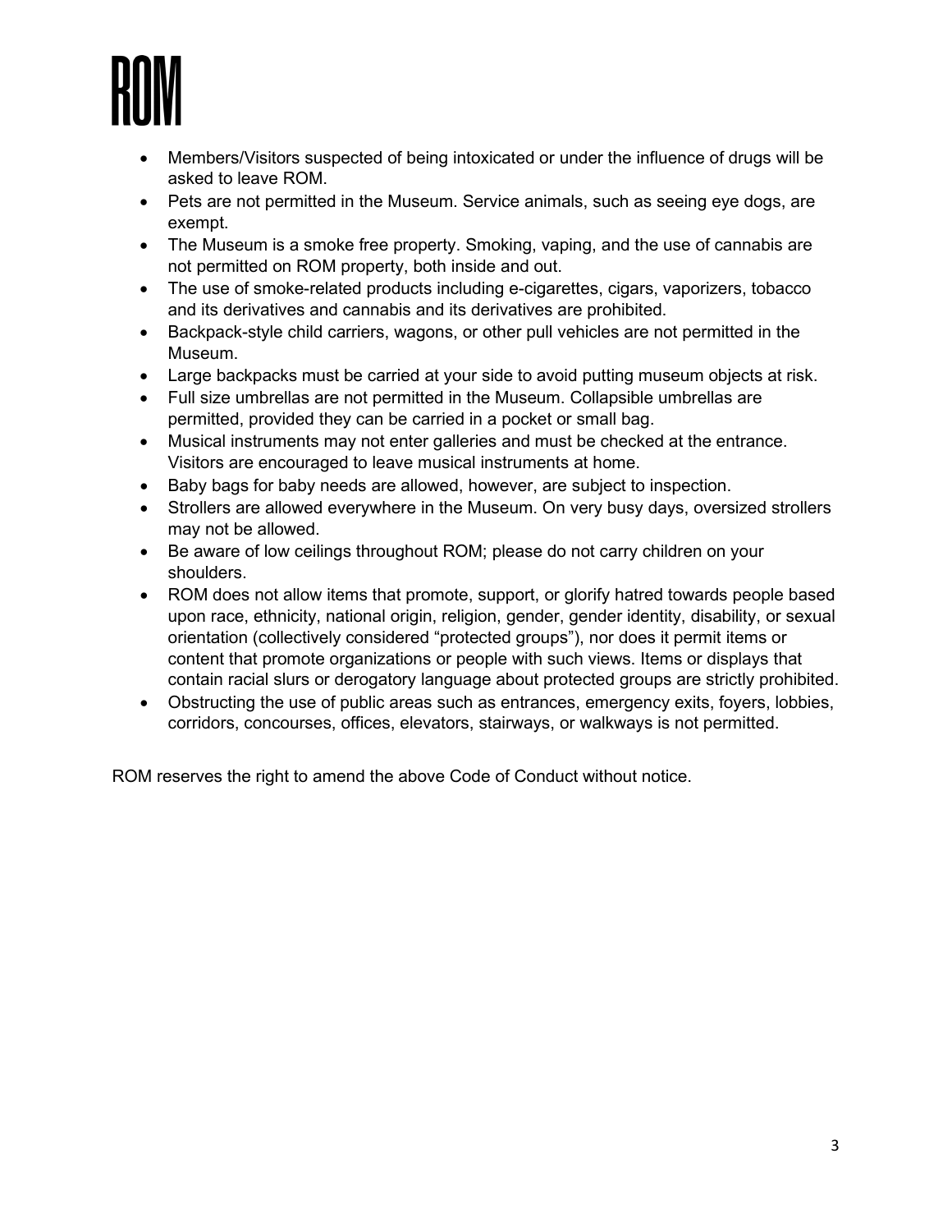- Members/Visitors suspected of being intoxicated or under the influence of drugs will be asked to leave ROM.
- Pets are not permitted in the Museum. Service animals, such as seeing eye dogs, are exempt.
- The Museum is a smoke free property. Smoking, vaping, and the use of cannabis are not permitted on ROM property, both inside and out.
- The use of smoke-related products including e-cigarettes, cigars, vaporizers, tobacco and its derivatives and cannabis and its derivatives are prohibited.
- Backpack-style child carriers, wagons, or other pull vehicles are not permitted in the Museum.
- Large backpacks must be carried at your side to avoid putting museum objects at risk.
- Full size umbrellas are not permitted in the Museum. Collapsible umbrellas are permitted, provided they can be carried in a pocket or small bag.
- Musical instruments may not enter galleries and must be checked at the entrance. Visitors are encouraged to leave musical instruments at home.
- Baby bags for baby needs are allowed, however, are subject to inspection.
- Strollers are allowed everywhere in the Museum. On very busy days, oversized strollers may not be allowed.
- Be aware of low ceilings throughout ROM; please do not carry children on your shoulders.
- ROM does not allow items that promote, support, or glorify hatred towards people based upon race, ethnicity, national origin, religion, gender, gender identity, disability, or sexual orientation (collectively considered "protected groups"), nor does it permit items or content that promote organizations or people with such views. Items or displays that contain racial slurs or derogatory language about protected groups are strictly prohibited.
- Obstructing the use of public areas such as entrances, emergency exits, foyers, lobbies, corridors, concourses, offices, elevators, stairways, or walkways is not permitted.

ROM reserves the right to amend the above Code of Conduct without notice.